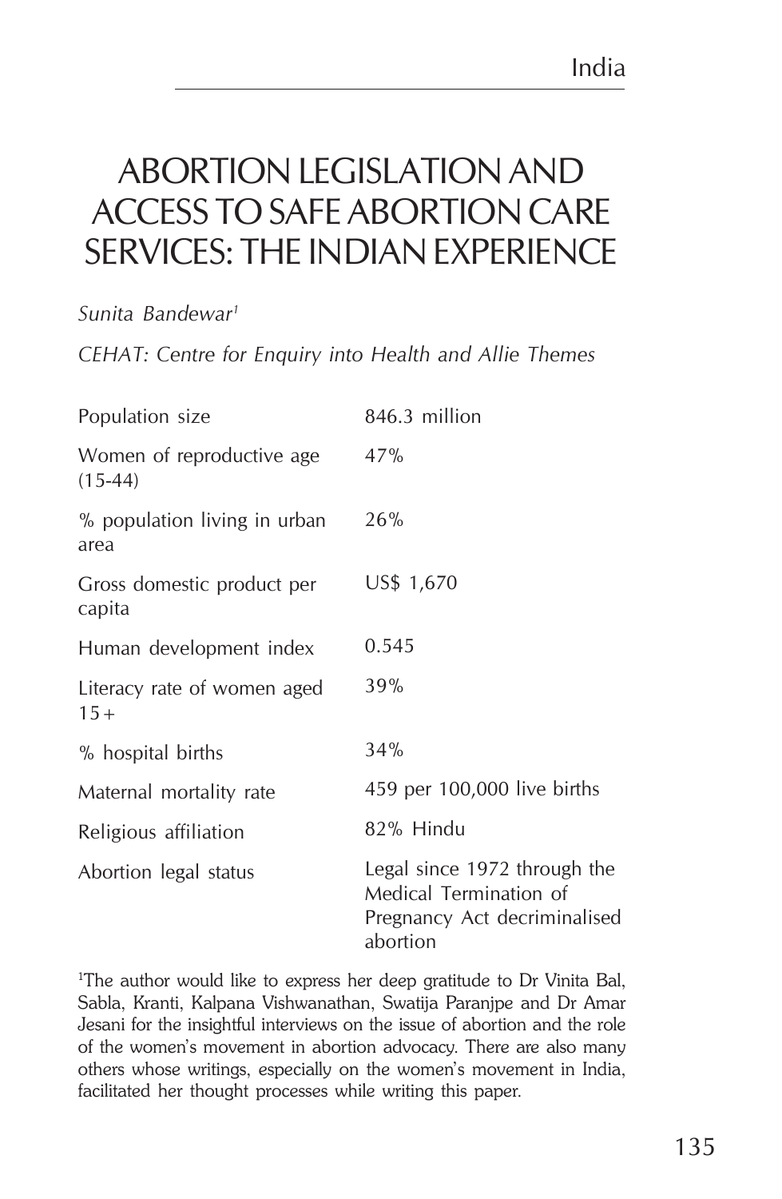# ABORTION LEGISLATION AND ACCESS TO SAFE ABORTION CARE SERVICES: THE INDIAN EXPERIENCE

*Sunita Bandewar*[1]

*CEHAT: Centre for Enquiry into Health and Allie Themes*

| | |
|---|---|
| Population size | 846.3 million |
| Women of reproductive age (15-44) | 47% |
| % population living in urban area | 26% |
| Gross domestic product per capita | US$ 1,670 |
| Human development index | 0.545 |
| Literacy rate of women aged 15+ | 39% |
| % hospital births | 34% |
| Maternal mortality rate | 459 per 100,000 live births |
| Religious affiliation | 82% Hindu |
| Abortion legal status | Legal since 1972 through the Medical Termination of Pregnancy Act decriminalised abortion |

[1]The author would like to express her deep gratitude to Dr Vinita Bal, Sabla, Kranti, Kalpana Vishwanathan, Swatija Paranjpe and Dr Amar Jesani for the insightful interviews on the issue of abortion and the role of the women's movement in abortion advocacy. There are also many others whose writings, especially on the women's movement in India, facilitated her thought processes while writing this paper.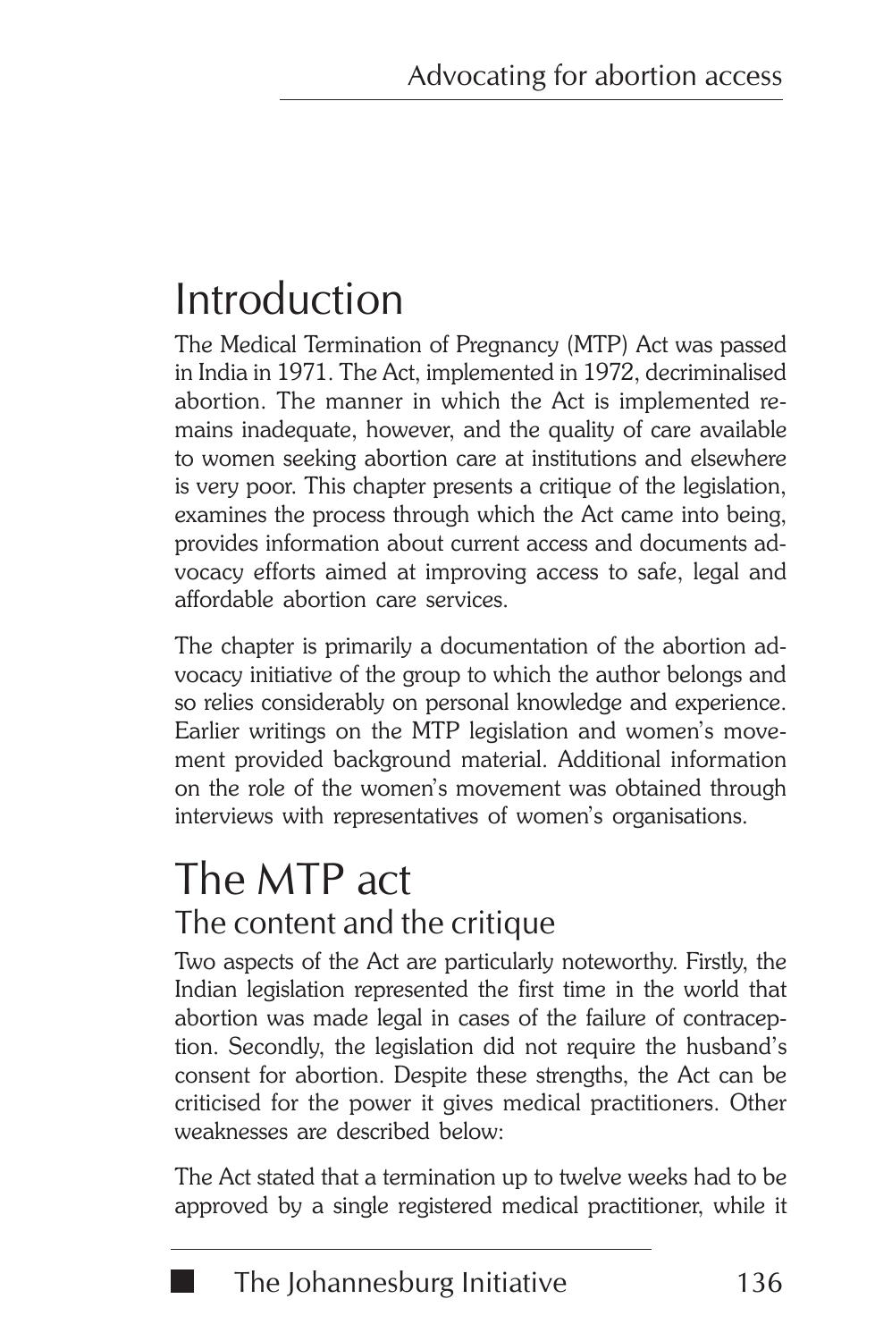# Introduction

The Medical Termination of Pregnancy (MTP) Act was passed in India in 1971. The Act, implemented in 1972, decriminalised abortion. The manner in which the Act is implemented remains inadequate, however, and the quality of care available to women seeking abortion care at institutions and elsewhere is very poor. This chapter presents a critique of the legislation, examines the process through which the Act came into being, provides information about current access and documents advocacy efforts aimed at improving access to safe, legal and affordable abortion care services.

The chapter is primarily a documentation of the abortion advocacy initiative of the group to which the author belongs and so relies considerably on personal knowledge and experience. Earlier writings on the MTP legislation and women's movement provided background material. Additional information on the role of the women's movement was obtained through interviews with representatives of women's organisations.

# The MTP act

## The content and the critique

Two aspects of the Act are particularly noteworthy. Firstly, the Indian legislation represented the first time in the world that abortion was made legal in cases of the failure of contraception. Secondly, the legislation did not require the husband's consent for abortion. Despite these strengths, the Act can be criticised for the power it gives medical practitioners. Other weaknesses are described below:

The Act stated that a termination up to twelve weeks had to be approved by a single registered medical practitioner, while it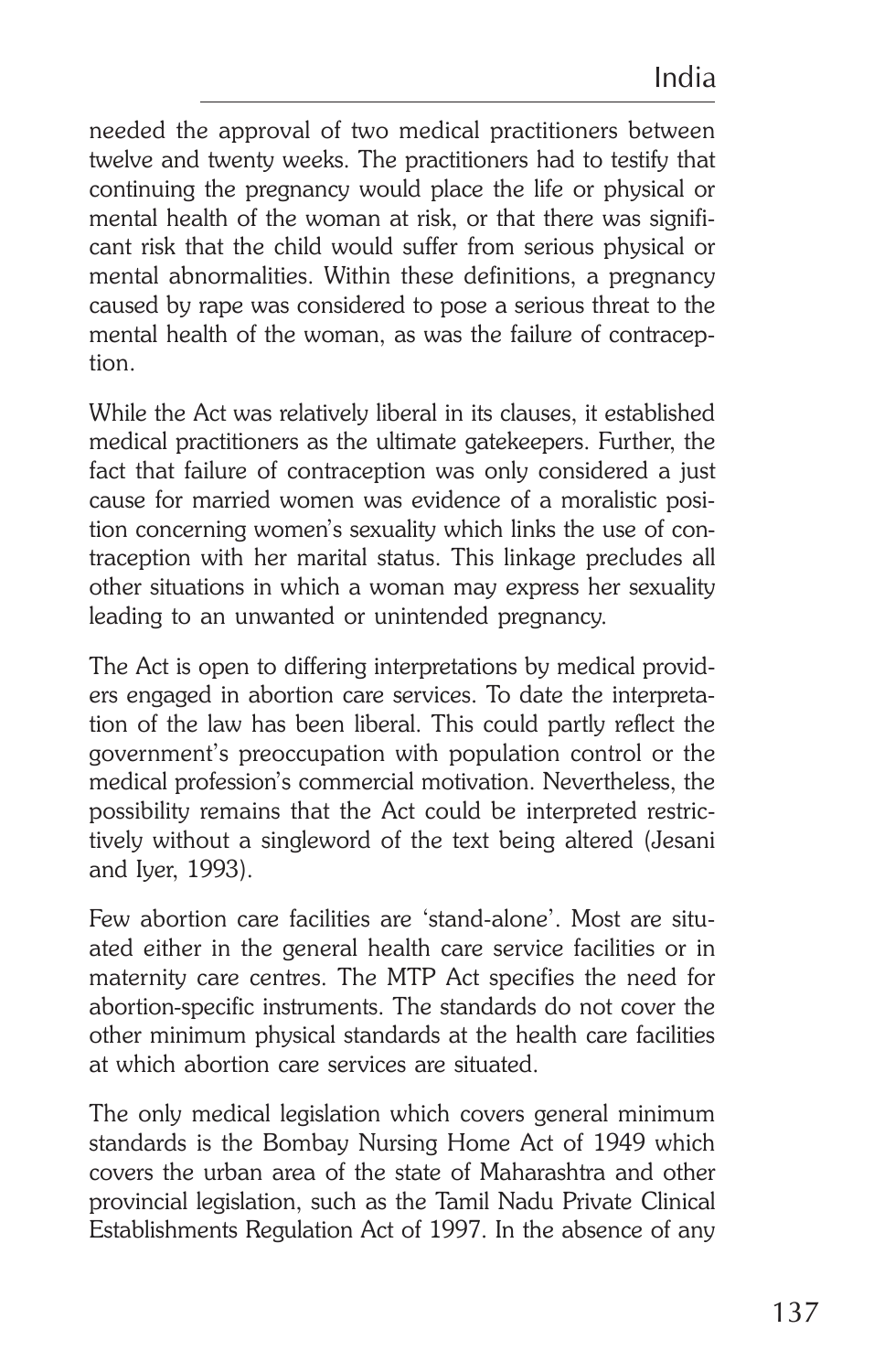needed the approval of two medical practitioners between twelve and twenty weeks. The practitioners had to testify that continuing the pregnancy would place the life or physical or mental health of the woman at risk, or that there was significant risk that the child would suffer from serious physical or mental abnormalities. Within these definitions, a pregnancy caused by rape was considered to pose a serious threat to the mental health of the woman, as was the failure of contraception.

While the Act was relatively liberal in its clauses, it established medical practitioners as the ultimate gatekeepers. Further, the fact that failure of contraception was only considered a just cause for married women was evidence of a moralistic position concerning women's sexuality which links the use of contraception with her marital status. This linkage precludes all other situations in which a woman may express her sexuality leading to an unwanted or unintended pregnancy.

The Act is open to differing interpretations by medical providers engaged in abortion care services. To date the interpretation of the law has been liberal. This could partly reflect the government's preoccupation with population control or the medical profession's commercial motivation. Nevertheless, the possibility remains that the Act could be interpreted restrictively without a singleword of the text being altered (Jesani and Iyer, 1993).

Few abortion care facilities are 'stand-alone'. Most are situated either in the general health care service facilities or in maternity care centres. The MTP Act specifies the need for abortion-specific instruments. The standards do not cover the other minimum physical standards at the health care facilities at which abortion care services are situated.

The only medical legislation which covers general minimum standards is the Bombay Nursing Home Act of 1949 which covers the urban area of the state of Maharashtra and other provincial legislation, such as the Tamil Nadu Private Clinical Establishments Regulation Act of 1997. In the absence of any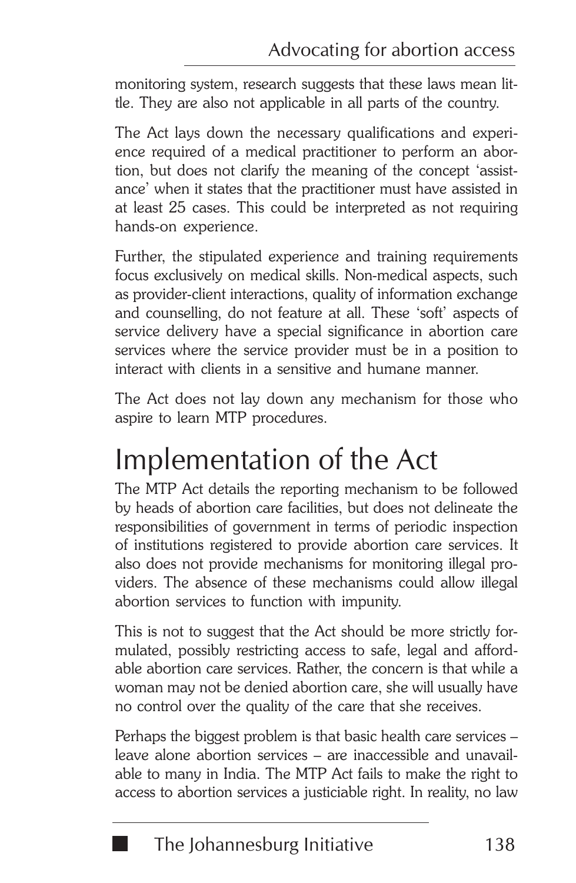monitoring system, research suggests that these laws mean little. They are also not applicable in all parts of the country.

The Act lays down the necessary qualifications and experience required of a medical practitioner to perform an abortion, but does not clarify the meaning of the concept 'assistance' when it states that the practitioner must have assisted in at least 25 cases. This could be interpreted as not requiring hands-on experience.

Further, the stipulated experience and training requirements focus exclusively on medical skills. Non-medical aspects, such as provider-client interactions, quality of information exchange and counselling, do not feature at all. These 'soft' aspects of service delivery have a special significance in abortion care services where the service provider must be in a position to interact with clients in a sensitive and humane manner.

The Act does not lay down any mechanism for those who aspire to learn MTP procedures.

# Implementation of the Act

The MTP Act details the reporting mechanism to be followed by heads of abortion care facilities, but does not delineate the responsibilities of government in terms of periodic inspection of institutions registered to provide abortion care services. It also does not provide mechanisms for monitoring illegal providers. The absence of these mechanisms could allow illegal abortion services to function with impunity.

This is not to suggest that the Act should be more strictly formulated, possibly restricting access to safe, legal and affordable abortion care services. Rather, the concern is that while a woman may not be denied abortion care, she will usually have no control over the quality of the care that she receives.

Perhaps the biggest problem is that basic health care services – leave alone abortion services – are inaccessible and unavailable to many in India. The MTP Act fails to make the right to access to abortion services a justiciable right. In reality, no law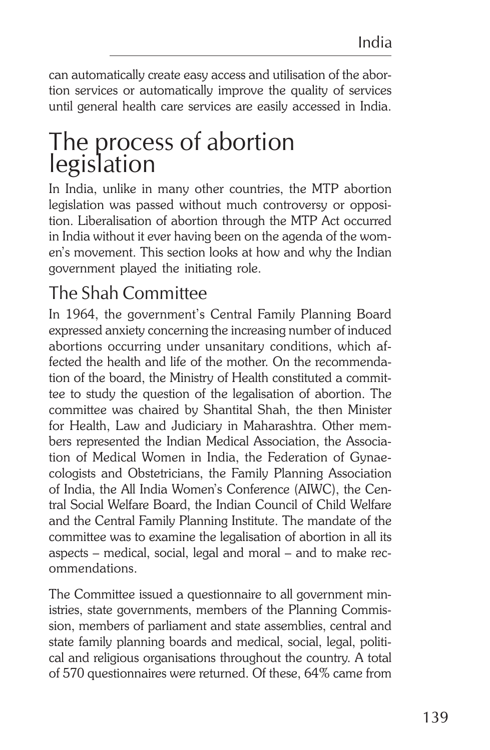can automatically create easy access and utilisation of the abortion services or automatically improve the quality of services until general health care services are easily accessed in India.

# The process of abortion legislation

In India, unlike in many other countries, the MTP abortion legislation was passed without much controversy or opposition. Liberalisation of abortion through the MTP Act occurred in India without it ever having been on the agenda of the women's movement. This section looks at how and why the Indian government played the initiating role.

## The Shah Committee

In 1964, the government's Central Family Planning Board expressed anxiety concerning the increasing number of induced abortions occurring under unsanitary conditions, which affected the health and life of the mother. On the recommendation of the board, the Ministry of Health constituted a committee to study the question of the legalisation of abortion. The committee was chaired by Shantital Shah, the then Minister for Health, Law and Judiciary in Maharashtra. Other members represented the Indian Medical Association, the Association of Medical Women in India, the Federation of Gynaecologists and Obstetricians, the Family Planning Association of India, the All India Women's Conference (AIWC), the Central Social Welfare Board, the Indian Council of Child Welfare and the Central Family Planning Institute. The mandate of the committee was to examine the legalisation of abortion in all its aspects – medical, social, legal and moral – and to make recommendations.

The Committee issued a questionnaire to all government ministries, state governments, members of the Planning Commission, members of parliament and state assemblies, central and state family planning boards and medical, social, legal, political and religious organisations throughout the country. A total of 570 questionnaires were returned. Of these, 64% came from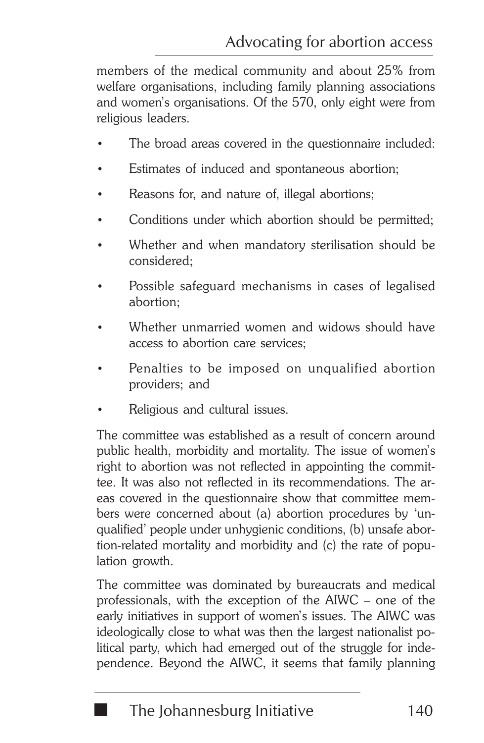members of the medical community and about 25% from welfare organisations, including family planning associations and women's organisations. Of the 570, only eight were from religious leaders.

- The broad areas covered in the questionnaire included:
- Estimates of induced and spontaneous abortion;
- Reasons for, and nature of, illegal abortions;
- Conditions under which abortion should be permitted;
- Whether and when mandatory sterilisation should be considered;
- Possible safeguard mechanisms in cases of legalised abortion;
- Whether unmarried women and widows should have access to abortion care services;
- Penalties to be imposed on unqualified abortion providers; and
- Religious and cultural issues.

The committee was established as a result of concern around public health, morbidity and mortality. The issue of women's right to abortion was not reflected in appointing the committee. It was also not reflected in its recommendations. The areas covered in the questionnaire show that committee members were concerned about (a) abortion procedures by 'unqualified' people under unhygienic conditions, (b) unsafe abortion-related mortality and morbidity and (c) the rate of population growth.

The committee was dominated by bureaucrats and medical professionals, with the exception of the AIWC – one of the early initiatives in support of women's issues. The AIWC was ideologically close to what was then the largest nationalist political party, which had emerged out of the struggle for independence. Beyond the AIWC, it seems that family planning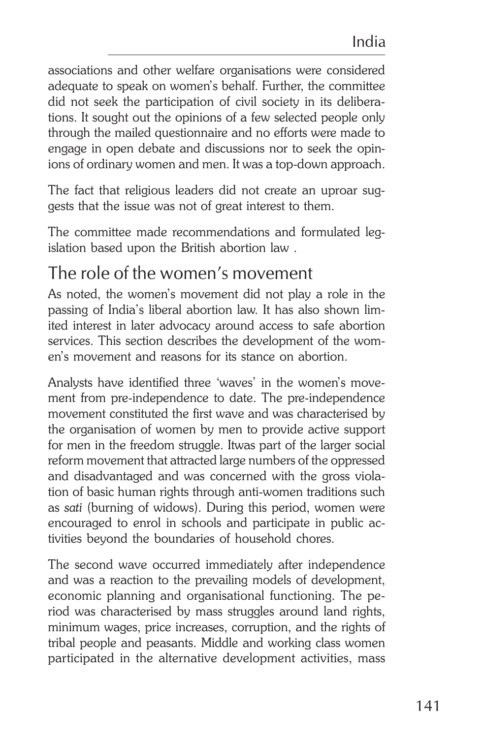associations and other welfare organisations were considered adequate to speak on women's behalf. Further, the committee did not seek the participation of civil society in its deliberations. It sought out the opinions of a few selected people only through the mailed questionnaire and no efforts were made to engage in open debate and discussions nor to seek the opinions of ordinary women and men. It was a top-down approach.

The fact that religious leaders did not create an uproar suggests that the issue was not of great interest to them.

The committee made recommendations and formulated legislation based upon the British abortion law .

## The role of the women's movement

As noted, the women's movement did not play a role in the passing of India's liberal abortion law. It has also shown limited interest in later advocacy around access to safe abortion services. This section describes the development of the women's movement and reasons for its stance on abortion.

Analysts have identified three 'waves' in the women's movement from pre-independence to date. The pre-independence movement constituted the first wave and was characterised by the organisation of women by men to provide active support for men in the freedom struggle. Itwas part of the larger social reform movement that attracted large numbers of the oppressed and disadvantaged and was concerned with the gross violation of basic human rights through anti-women traditions such as *sati* (burning of widows). During this period, women were encouraged to enrol in schools and participate in public activities beyond the boundaries of household chores.

The second wave occurred immediately after independence and was a reaction to the prevailing models of development, economic planning and organisational functioning. The period was characterised by mass struggles around land rights, minimum wages, price increases, corruption, and the rights of tribal people and peasants. Middle and working class women participated in the alternative development activities, mass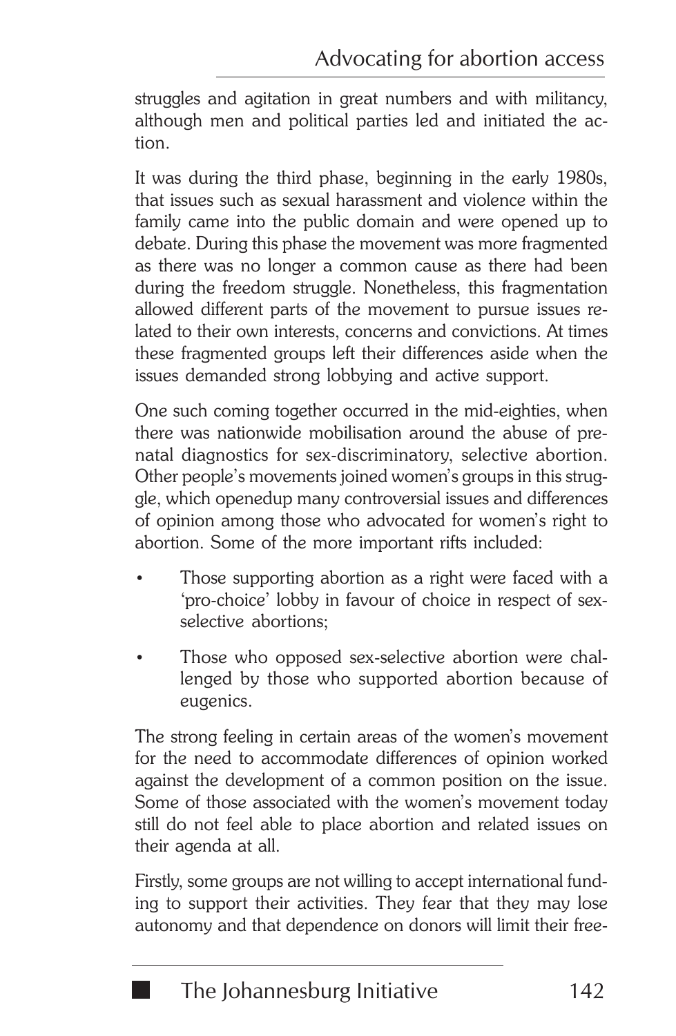struggles and agitation in great numbers and with militancy, although men and political parties led and initiated the action.

It was during the third phase, beginning in the early 1980s, that issues such as sexual harassment and violence within the family came into the public domain and were opened up to debate. During this phase the movement was more fragmented as there was no longer a common cause as there had been during the freedom struggle. Nonetheless, this fragmentation allowed different parts of the movement to pursue issues related to their own interests, concerns and convictions. At times these fragmented groups left their differences aside when the issues demanded strong lobbying and active support.

One such coming together occurred in the mid-eighties, when there was nationwide mobilisation around the abuse of prenatal diagnostics for sex-discriminatory, selective abortion. Other people's movements joined women's groups in this struggle, which openedup many controversial issues and differences of opinion among those who advocated for women's right to abortion. Some of the more important rifts included:

- Those supporting abortion as a right were faced with a 'pro-choice' lobby in favour of choice in respect of sex-selective abortions;
- Those who opposed sex-selective abortion were challenged by those who supported abortion because of eugenics.

The strong feeling in certain areas of the women's movement for the need to accommodate differences of opinion worked against the development of a common position on the issue. Some of those associated with the women's movement today still do not feel able to place abortion and related issues on their agenda at all.

Firstly, some groups are not willing to accept international funding to support their activities. They fear that they may lose autonomy and that dependence on donors will limit their free-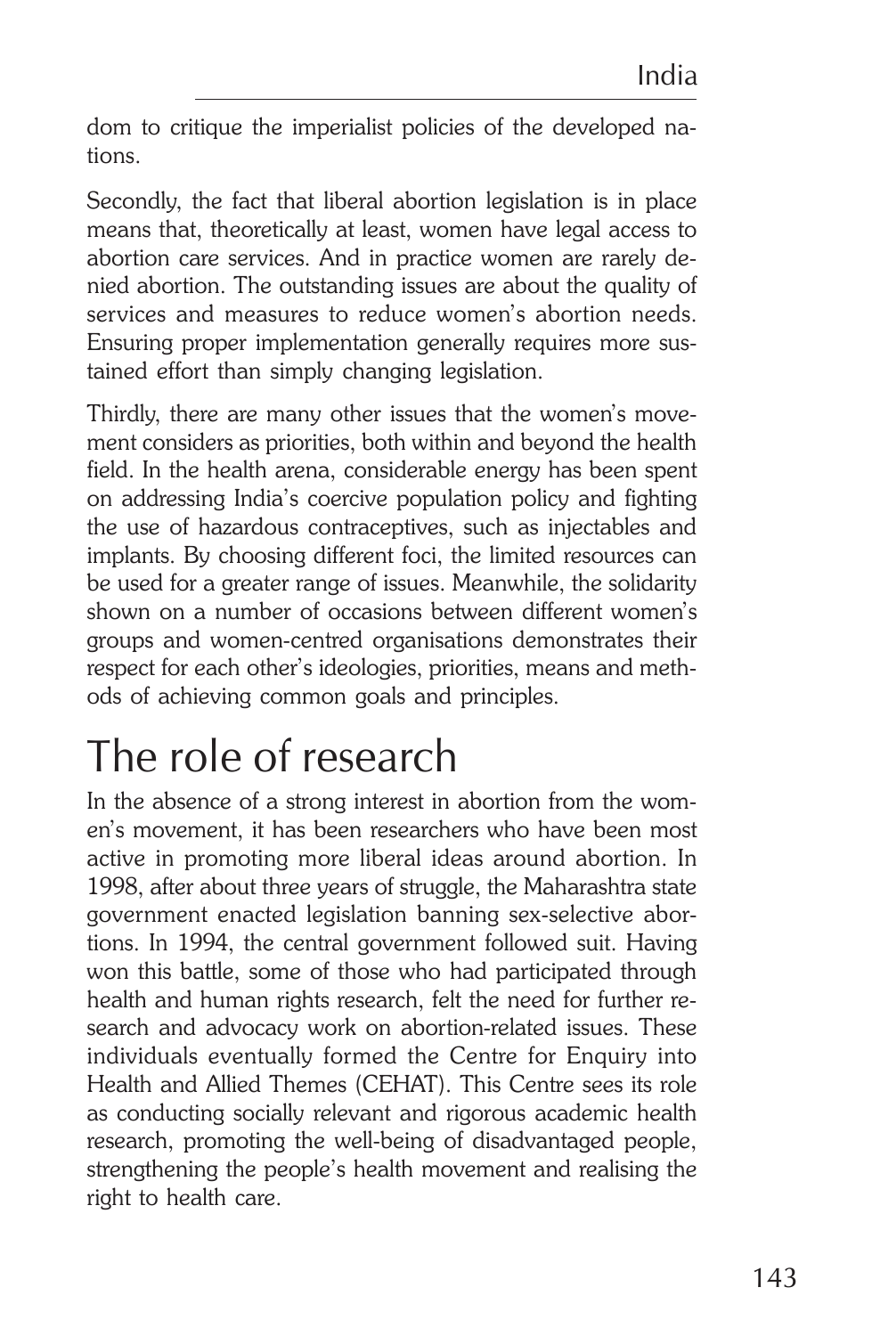dom to critique the imperialist policies of the developed nations.

Secondly, the fact that liberal abortion legislation is in place means that, theoretically at least, women have legal access to abortion care services. And in practice women are rarely denied abortion. The outstanding issues are about the quality of services and measures to reduce women's abortion needs. Ensuring proper implementation generally requires more sustained effort than simply changing legislation.

Thirdly, there are many other issues that the women's movement considers as priorities, both within and beyond the health field. In the health arena, considerable energy has been spent on addressing India's coercive population policy and fighting the use of hazardous contraceptives, such as injectables and implants. By choosing different foci, the limited resources can be used for a greater range of issues. Meanwhile, the solidarity shown on a number of occasions between different women's groups and women-centred organisations demonstrates their respect for each other's ideologies, priorities, means and methods of achieving common goals and principles.

# The role of research

In the absence of a strong interest in abortion from the women's movement, it has been researchers who have been most active in promoting more liberal ideas around abortion. In 1998, after about three years of struggle, the Maharashtra state government enacted legislation banning sex-selective abortions. In 1994, the central government followed suit. Having won this battle, some of those who had participated through health and human rights research, felt the need for further research and advocacy work on abortion-related issues. These individuals eventually formed the Centre for Enquiry into Health and Allied Themes (CEHAT). This Centre sees its role as conducting socially relevant and rigorous academic health research, promoting the well-being of disadvantaged people, strengthening the people's health movement and realising the right to health care.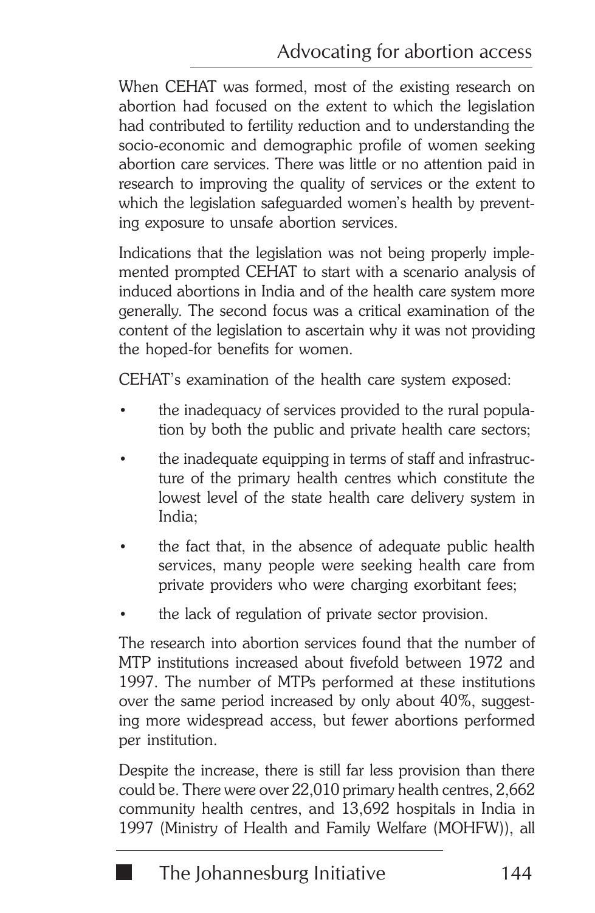When CEHAT was formed, most of the existing research on abortion had focused on the extent to which the legislation had contributed to fertility reduction and to understanding the socio-economic and demographic profile of women seeking abortion care services. There was little or no attention paid in research to improving the quality of services or the extent to which the legislation safeguarded women's health by preventing exposure to unsafe abortion services.

Indications that the legislation was not being properly implemented prompted CEHAT to start with a scenario analysis of induced abortions in India and of the health care system more generally. The second focus was a critical examination of the content of the legislation to ascertain why it was not providing the hoped-for benefits for women.

CEHAT's examination of the health care system exposed:

- the inadequacy of services provided to the rural population by both the public and private health care sectors;
- the inadequate equipping in terms of staff and infrastructure of the primary health centres which constitute the lowest level of the state health care delivery system in India;
- the fact that, in the absence of adequate public health services, many people were seeking health care from private providers who were charging exorbitant fees;
- the lack of regulation of private sector provision.

The research into abortion services found that the number of MTP institutions increased about fivefold between 1972 and 1997. The number of MTPs performed at these institutions over the same period increased by only about 40%, suggesting more widespread access, but fewer abortions performed per institution.

Despite the increase, there is still far less provision than there could be. There were over 22,010 primary health centres, 2,662 community health centres, and 13,692 hospitals in India in 1997 (Ministry of Health and Family Welfare (MOHFW)), all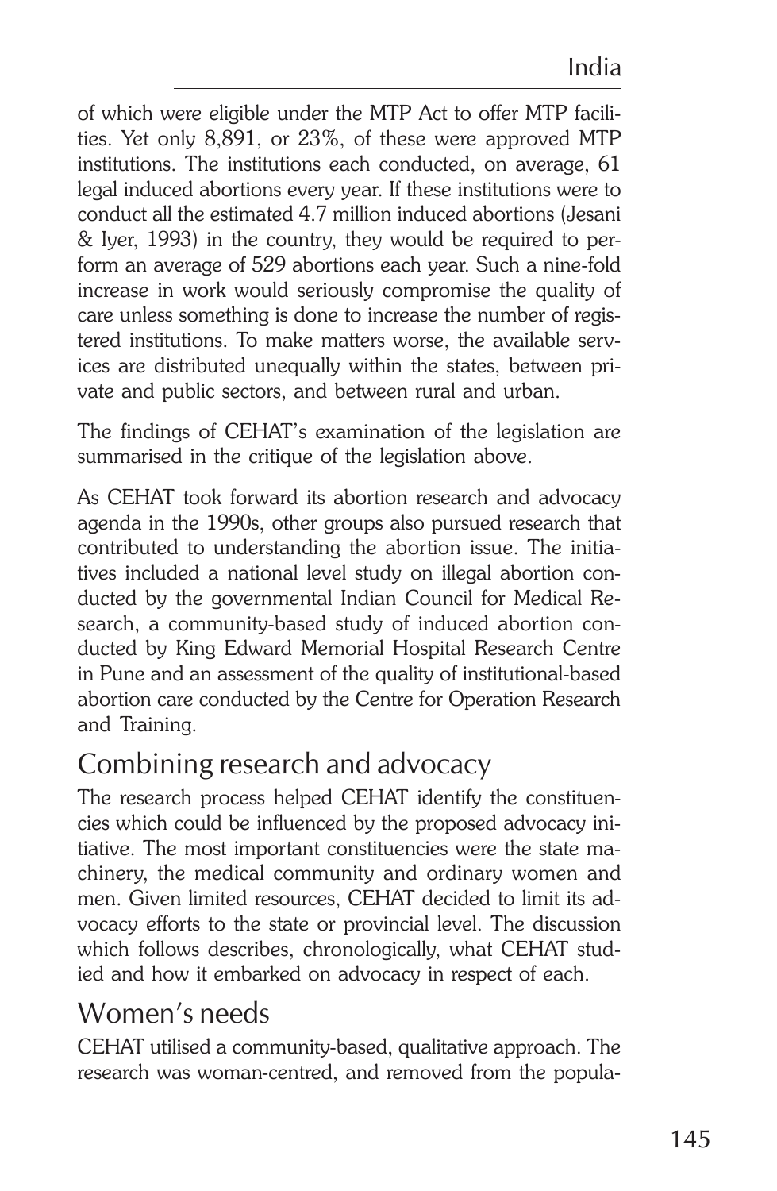of which were eligible under the MTP Act to offer MTP facilities. Yet only 8,891, or 23%, of these were approved MTP institutions. The institutions each conducted, on average, 61 legal induced abortions every year. If these institutions were to conduct all the estimated 4.7 million induced abortions (Jesani & Iyer, 1993) in the country, they would be required to perform an average of 529 abortions each year. Such a nine-fold increase in work would seriously compromise the quality of care unless something is done to increase the number of registered institutions. To make matters worse, the available services are distributed unequally within the states, between private and public sectors, and between rural and urban.

The findings of CEHAT's examination of the legislation are summarised in the critique of the legislation above.

As CEHAT took forward its abortion research and advocacy agenda in the 1990s, other groups also pursued research that contributed to understanding the abortion issue. The initiatives included a national level study on illegal abortion conducted by the governmental Indian Council for Medical Research, a community-based study of induced abortion conducted by King Edward Memorial Hospital Research Centre in Pune and an assessment of the quality of institutional-based abortion care conducted by the Centre for Operation Research and Training.

## Combining research and advocacy

The research process helped CEHAT identify the constituencies which could be influenced by the proposed advocacy initiative. The most important constituencies were the state machinery, the medical community and ordinary women and men. Given limited resources, CEHAT decided to limit its advocacy efforts to the state or provincial level. The discussion which follows describes, chronologically, what CEHAT studied and how it embarked on advocacy in respect of each.

## Women's needs

CEHAT utilised a community-based, qualitative approach. The research was woman-centred, and removed from the popula-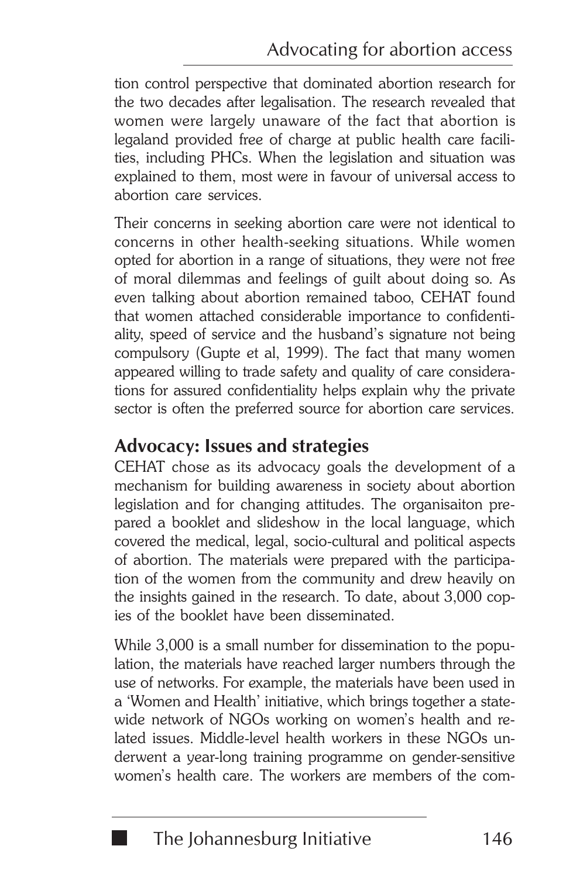tion control perspective that dominated abortion research for the two decades after legalisation. The research revealed that women were largely unaware of the fact that abortion is legaland provided free of charge at public health care facilities, including PHCs. When the legislation and situation was explained to them, most were in favour of universal access to abortion care services.

Their concerns in seeking abortion care were not identical to concerns in other health-seeking situations. While women opted for abortion in a range of situations, they were not free of moral dilemmas and feelings of guilt about doing so. As even talking about abortion remained taboo, CEHAT found that women attached considerable importance to confidentiality, speed of service and the husband's signature not being compulsory (Gupte et al, 1999). The fact that many women appeared willing to trade safety and quality of care considerations for assured confidentiality helps explain why the private sector is often the preferred source for abortion care services.

## Advocacy: Issues and strategies

CEHAT chose as its advocacy goals the development of a mechanism for building awareness in society about abortion legislation and for changing attitudes. The organisaiton prepared a booklet and slideshow in the local language, which covered the medical, legal, socio-cultural and political aspects of abortion. The materials were prepared with the participation of the women from the community and drew heavily on the insights gained in the research. To date, about 3,000 copies of the booklet have been disseminated.

While 3,000 is a small number for dissemination to the population, the materials have reached larger numbers through the use of networks. For example, the materials have been used in a 'Women and Health' initiative, which brings together a statewide network of NGOs working on women's health and related issues. Middle-level health workers in these NGOs underwent a year-long training programme on gender-sensitive women's health care. The workers are members of the com-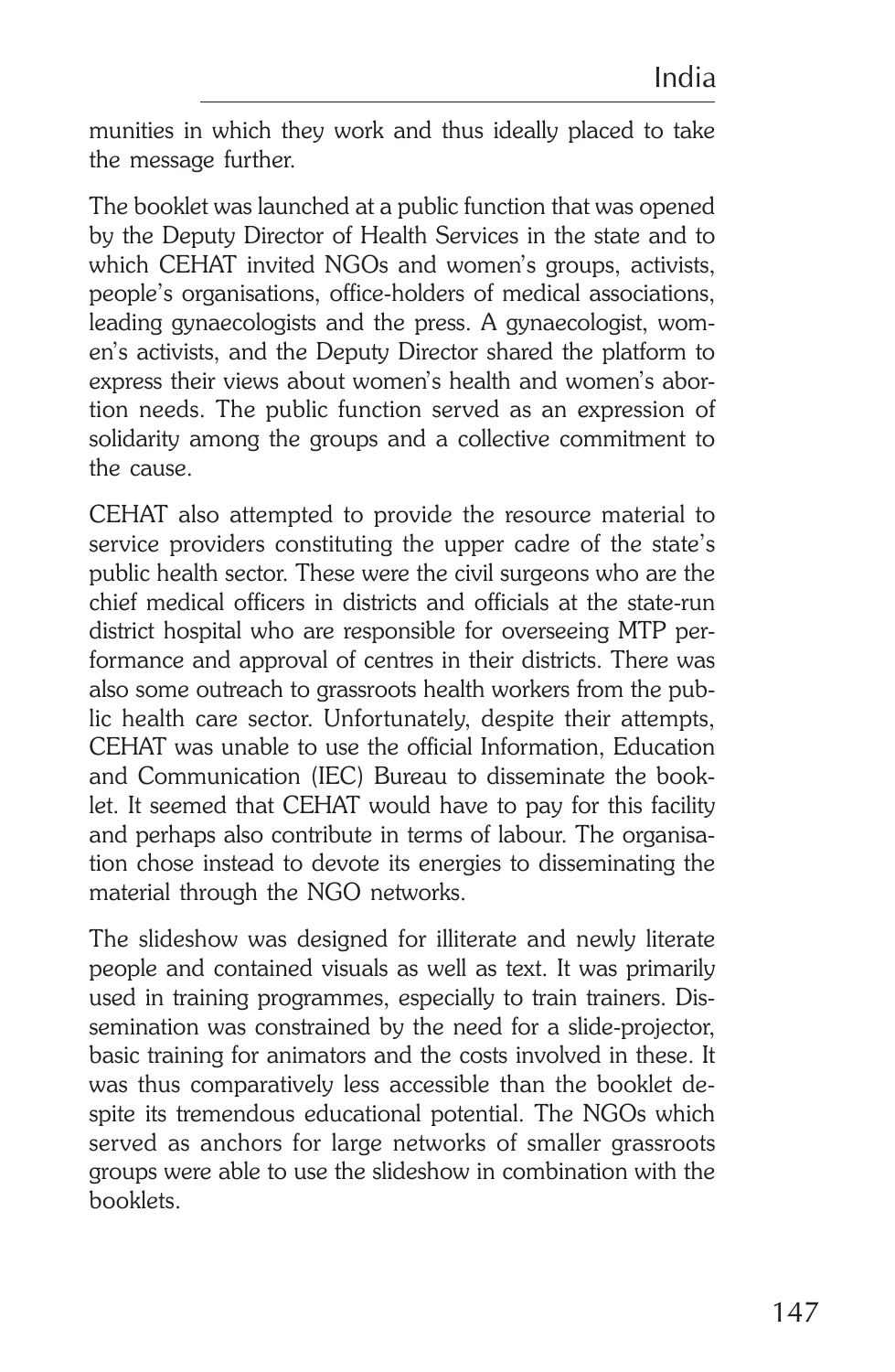munities in which they work and thus ideally placed to take the message further.

The booklet was launched at a public function that was opened by the Deputy Director of Health Services in the state and to which CEHAT invited NGOs and women's groups, activists, people's organisations, office-holders of medical associations, leading gynaecologists and the press. A gynaecologist, women's activists, and the Deputy Director shared the platform to express their views about women's health and women's abortion needs. The public function served as an expression of solidarity among the groups and a collective commitment to the cause.

CEHAT also attempted to provide the resource material to service providers constituting the upper cadre of the state's public health sector. These were the civil surgeons who are the chief medical officers in districts and officials at the state-run district hospital who are responsible for overseeing MTP performance and approval of centres in their districts. There was also some outreach to grassroots health workers from the public health care sector. Unfortunately, despite their attempts, CEHAT was unable to use the official Information, Education and Communication (IEC) Bureau to disseminate the booklet. It seemed that CEHAT would have to pay for this facility and perhaps also contribute in terms of labour. The organisation chose instead to devote its energies to disseminating the material through the NGO networks.

The slideshow was designed for illiterate and newly literate people and contained visuals as well as text. It was primarily used in training programmes, especially to train trainers. Dissemination was constrained by the need for a slide-projector, basic training for animators and the costs involved in these. It was thus comparatively less accessible than the booklet despite its tremendous educational potential. The NGOs which served as anchors for large networks of smaller grassroots groups were able to use the slideshow in combination with the booklets.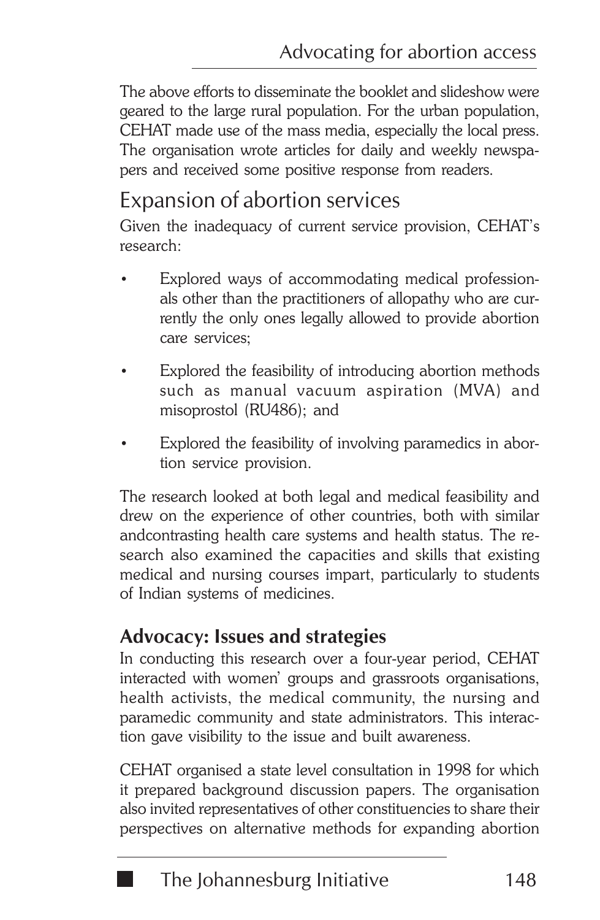The above efforts to disseminate the booklet and slideshow were geared to the large rural population. For the urban population, CEHAT made use of the mass media, especially the local press. The organisation wrote articles for daily and weekly newspapers and received some positive response from readers.

## Expansion of abortion services

Given the inadequacy of current service provision, CEHAT's research:

- Explored ways of accommodating medical professionals other than the practitioners of allopathy who are currently the only ones legally allowed to provide abortion care services;
- Explored the feasibility of introducing abortion methods such as manual vacuum aspiration (MVA) and misoprostol (RU486); and
- Explored the feasibility of involving paramedics in abortion service provision.

The research looked at both legal and medical feasibility and drew on the experience of other countries, both with similar andcontrasting health care systems and health status. The research also examined the capacities and skills that existing medical and nursing courses impart, particularly to students of Indian systems of medicines.

### Advocacy: Issues and strategies

In conducting this research over a four-year period, CEHAT interacted with women' groups and grassroots organisations, health activists, the medical community, the nursing and paramedic community and state administrators. This interaction gave visibility to the issue and built awareness.

CEHAT organised a state level consultation in 1998 for which it prepared background discussion papers. The organisation also invited representatives of other constituencies to share their perspectives on alternative methods for expanding abortion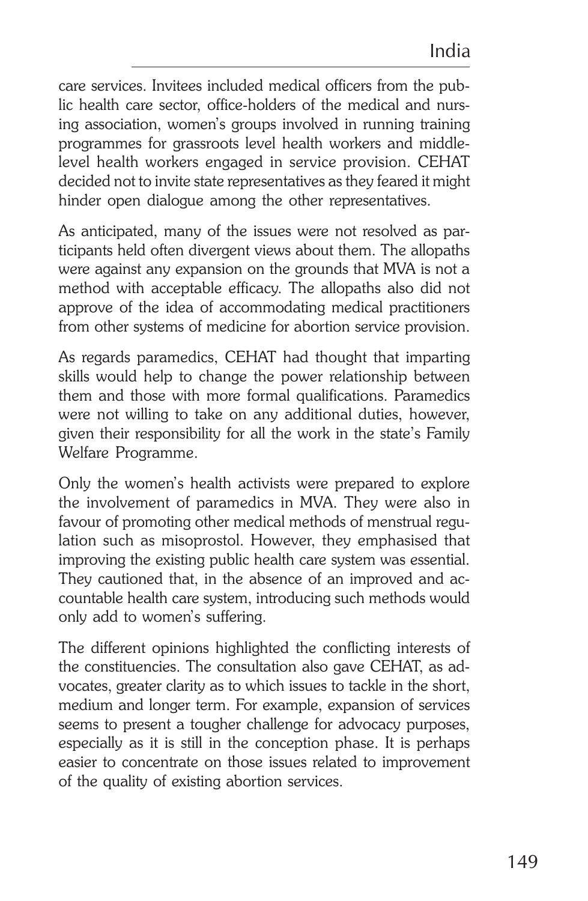care services. Invitees included medical officers from the public health care sector, office-holders of the medical and nursing association, women's groups involved in running training programmes for grassroots level health workers and middle-level health workers engaged in service provision. CEHAT decided not to invite state representatives as they feared it might hinder open dialogue among the other representatives.

As anticipated, many of the issues were not resolved as participants held often divergent views about them. The allopaths were against any expansion on the grounds that MVA is not a method with acceptable efficacy. The allopaths also did not approve of the idea of accommodating medical practitioners from other systems of medicine for abortion service provision.

As regards paramedics, CEHAT had thought that imparting skills would help to change the power relationship between them and those with more formal qualifications. Paramedics were not willing to take on any additional duties, however, given their responsibility for all the work in the state's Family Welfare Programme.

Only the women's health activists were prepared to explore the involvement of paramedics in MVA. They were also in favour of promoting other medical methods of menstrual regulation such as misoprostol. However, they emphasised that improving the existing public health care system was essential. They cautioned that, in the absence of an improved and accountable health care system, introducing such methods would only add to women's suffering.

The different opinions highlighted the conflicting interests of the constituencies. The consultation also gave CEHAT, as advocates, greater clarity as to which issues to tackle in the short, medium and longer term. For example, expansion of services seems to present a tougher challenge for advocacy purposes, especially as it is still in the conception phase. It is perhaps easier to concentrate on those issues related to improvement of the quality of existing abortion services.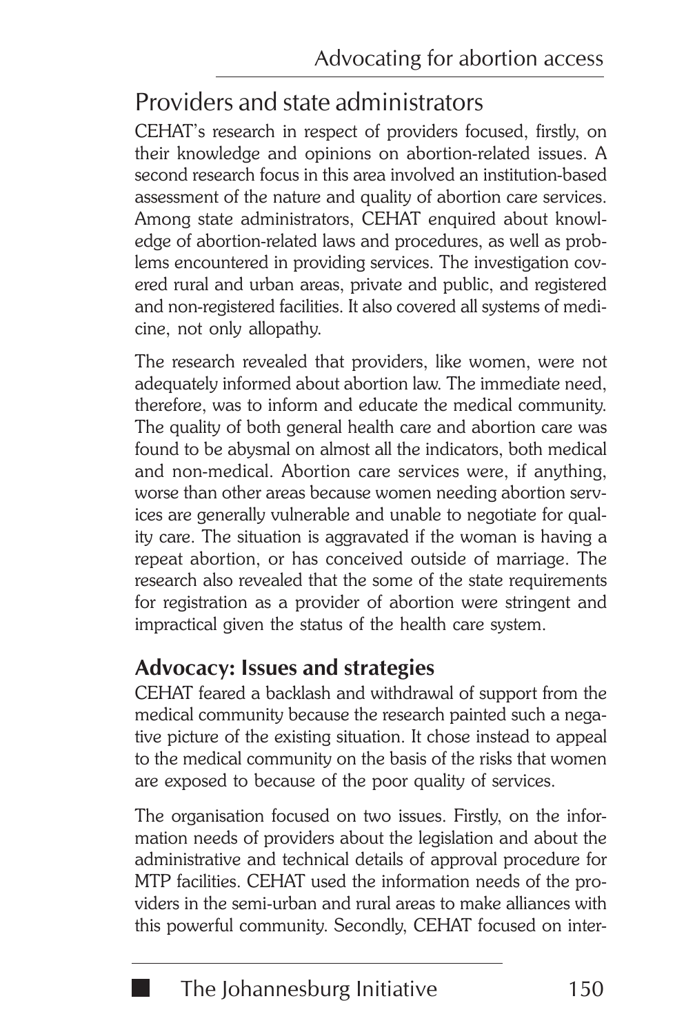## Providers and state administrators

CEHAT's research in respect of providers focused, firstly, on their knowledge and opinions on abortion-related issues. A second research focus in this area involved an institution-based assessment of the nature and quality of abortion care services. Among state administrators, CEHAT enquired about knowledge of abortion-related laws and procedures, as well as problems encountered in providing services. The investigation covered rural and urban areas, private and public, and registered and non-registered facilities. It also covered all systems of medicine, not only allopathy.

The research revealed that providers, like women, were not adequately informed about abortion law. The immediate need, therefore, was to inform and educate the medical community. The quality of both general health care and abortion care was found to be abysmal on almost all the indicators, both medical and non-medical. Abortion care services were, if anything, worse than other areas because women needing abortion services are generally vulnerable and unable to negotiate for quality care. The situation is aggravated if the woman is having a repeat abortion, or has conceived outside of marriage. The research also revealed that the some of the state requirements for registration as a provider of abortion were stringent and impractical given the status of the health care system.

### Advocacy: Issues and strategies

CEHAT feared a backlash and withdrawal of support from the medical community because the research painted such a negative picture of the existing situation. It chose instead to appeal to the medical community on the basis of the risks that women are exposed to because of the poor quality of services.

The organisation focused on two issues. Firstly, on the information needs of providers about the legislation and about the administrative and technical details of approval procedure for MTP facilities. CEHAT used the information needs of the providers in the semi-urban and rural areas to make alliances with this powerful community. Secondly, CEHAT focused on inter-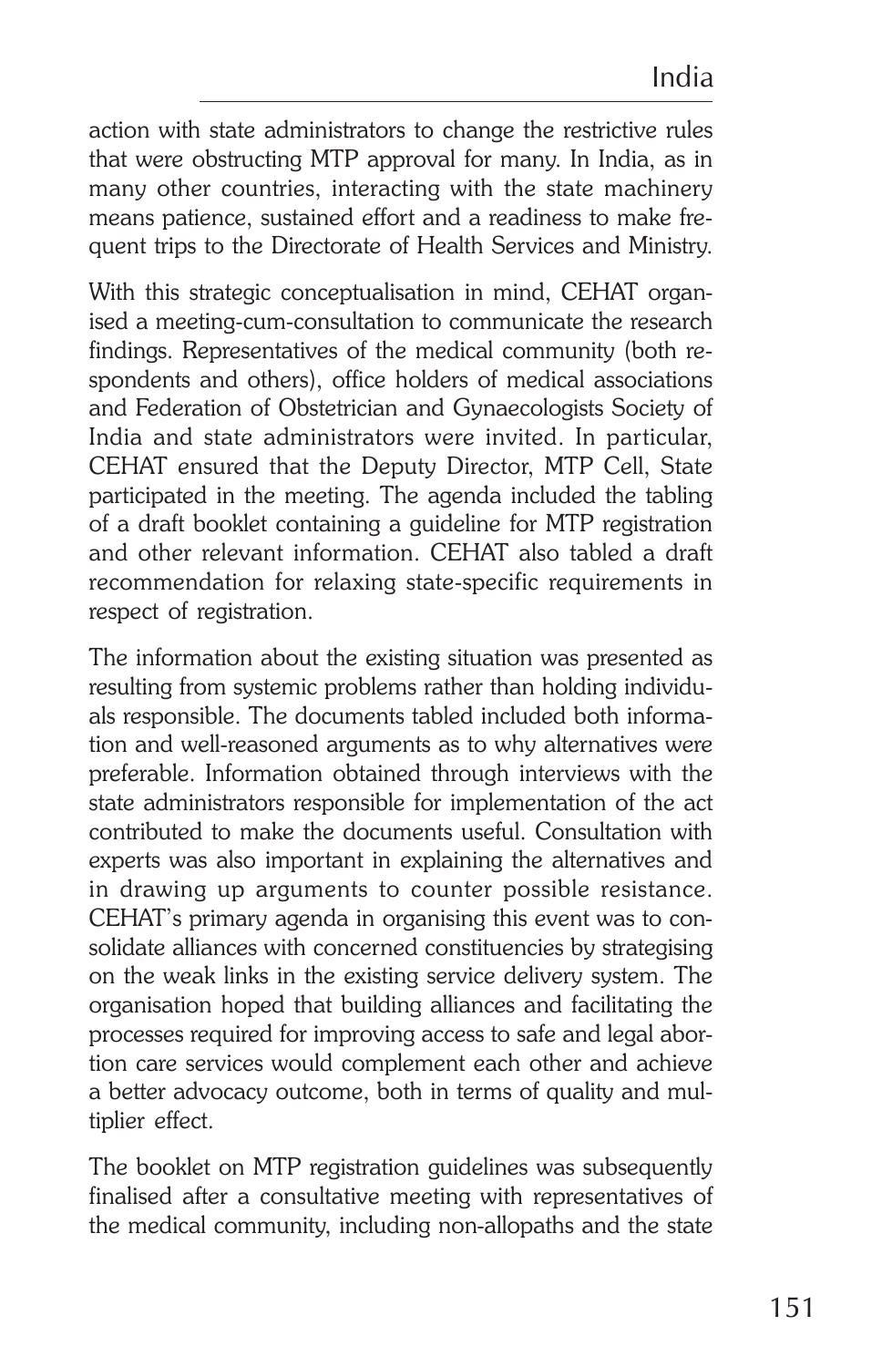action with state administrators to change the restrictive rules that were obstructing MTP approval for many. In India, as in many other countries, interacting with the state machinery means patience, sustained effort and a readiness to make frequent trips to the Directorate of Health Services and Ministry.

With this strategic conceptualisation in mind, CEHAT organised a meeting-cum-consultation to communicate the research findings. Representatives of the medical community (both respondents and others), office holders of medical associations and Federation of Obstetrician and Gynaecologists Society of India and state administrators were invited. In particular, CEHAT ensured that the Deputy Director, MTP Cell, State participated in the meeting. The agenda included the tabling of a draft booklet containing a guideline for MTP registration and other relevant information. CEHAT also tabled a draft recommendation for relaxing state-specific requirements in respect of registration.

The information about the existing situation was presented as resulting from systemic problems rather than holding individuals responsible. The documents tabled included both information and well-reasoned arguments as to why alternatives were preferable. Information obtained through interviews with the state administrators responsible for implementation of the act contributed to make the documents useful. Consultation with experts was also important in explaining the alternatives and in drawing up arguments to counter possible resistance. CEHAT's primary agenda in organising this event was to consolidate alliances with concerned constituencies by strategising on the weak links in the existing service delivery system. The organisation hoped that building alliances and facilitating the processes required for improving access to safe and legal abortion care services would complement each other and achieve a better advocacy outcome, both in terms of quality and multiplier effect.

The booklet on MTP registration guidelines was subsequently finalised after a consultative meeting with representatives of the medical community, including non-allopaths and the state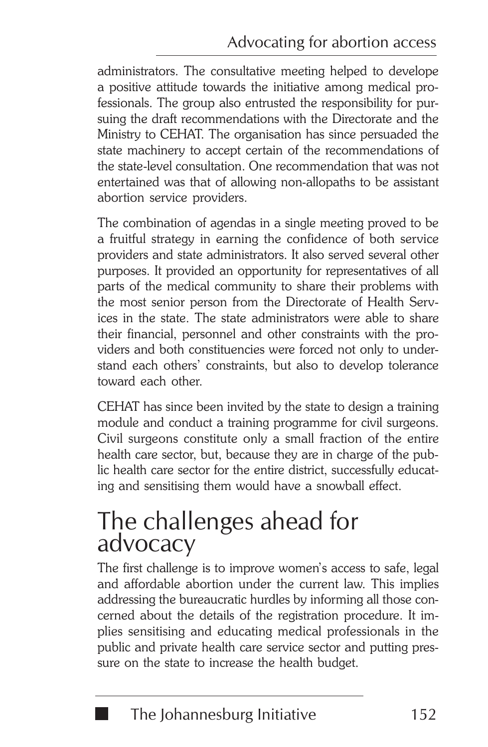administrators. The consultative meeting helped to develope a positive attitude towards the initiative among medical professionals. The group also entrusted the responsibility for pursuing the draft recommendations with the Directorate and the Ministry to CEHAT. The organisation has since persuaded the state machinery to accept certain of the recommendations of the state-level consultation. One recommendation that was not entertained was that of allowing non-allopaths to be assistant abortion service providers.

The combination of agendas in a single meeting proved to be a fruitful strategy in earning the confidence of both service providers and state administrators. It also served several other purposes. It provided an opportunity for representatives of all parts of the medical community to share their problems with the most senior person from the Directorate of Health Services in the state. The state administrators were able to share their financial, personnel and other constraints with the providers and both constituencies were forced not only to understand each others' constraints, but also to develop tolerance toward each other.

CEHAT has since been invited by the state to design a training module and conduct a training programme for civil surgeons. Civil surgeons constitute only a small fraction of the entire health care sector, but, because they are in charge of the public health care sector for the entire district, successfully educating and sensitising them would have a snowball effect.

# The challenges ahead for advocacy

The first challenge is to improve women's access to safe, legal and affordable abortion under the current law. This implies addressing the bureaucratic hurdles by informing all those concerned about the details of the registration procedure. It implies sensitising and educating medical professionals in the public and private health care service sector and putting pressure on the state to increase the health budget.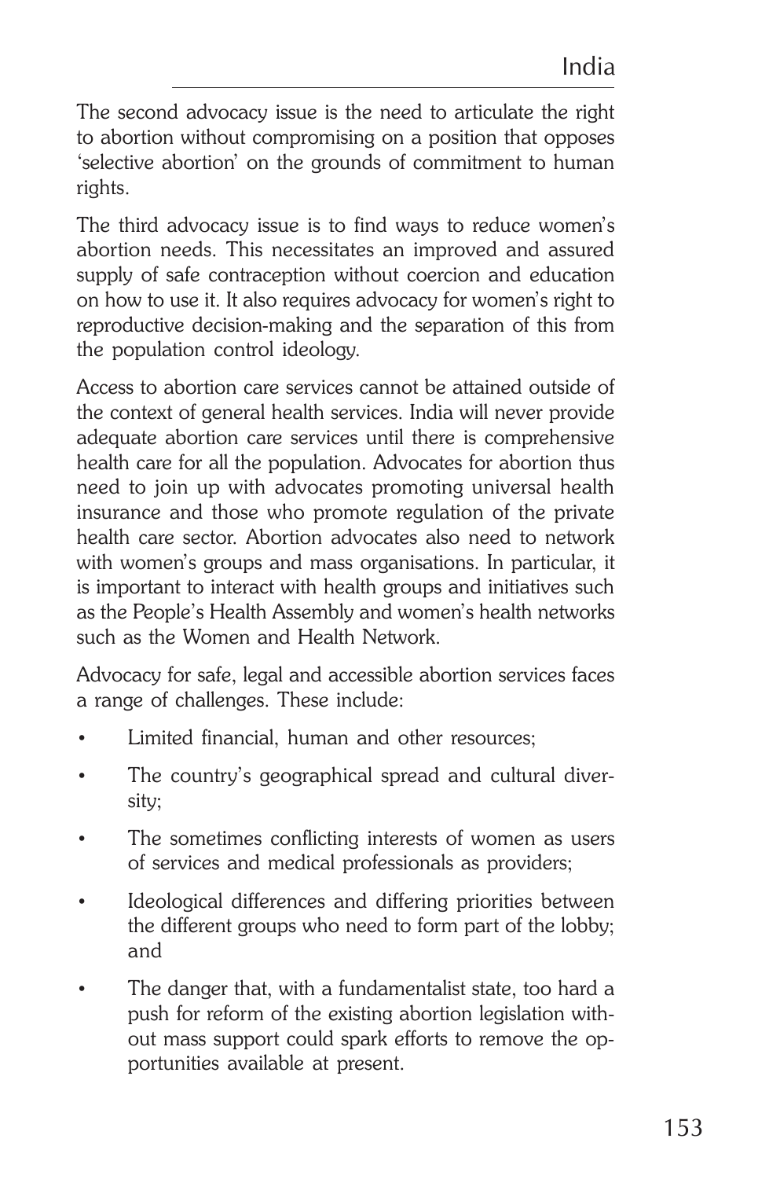The second advocacy issue is the need to articulate the right to abortion without compromising on a position that opposes 'selective abortion' on the grounds of commitment to human rights.

The third advocacy issue is to find ways to reduce women's abortion needs. This necessitates an improved and assured supply of safe contraception without coercion and education on how to use it. It also requires advocacy for women's right to reproductive decision-making and the separation of this from the population control ideology.

Access to abortion care services cannot be attained outside of the context of general health services. India will never provide adequate abortion care services until there is comprehensive health care for all the population. Advocates for abortion thus need to join up with advocates promoting universal health insurance and those who promote regulation of the private health care sector. Abortion advocates also need to network with women's groups and mass organisations. In particular, it is important to interact with health groups and initiatives such as the People's Health Assembly and women's health networks such as the Women and Health Network.

Advocacy for safe, legal and accessible abortion services faces a range of challenges. These include:

- Limited financial, human and other resources;
- The country's geographical spread and cultural diversity;
- The sometimes conflicting interests of women as users of services and medical professionals as providers;
- Ideological differences and differing priorities between the different groups who need to form part of the lobby; and
- The danger that, with a fundamentalist state, too hard a push for reform of the existing abortion legislation without mass support could spark efforts to remove the opportunities available at present.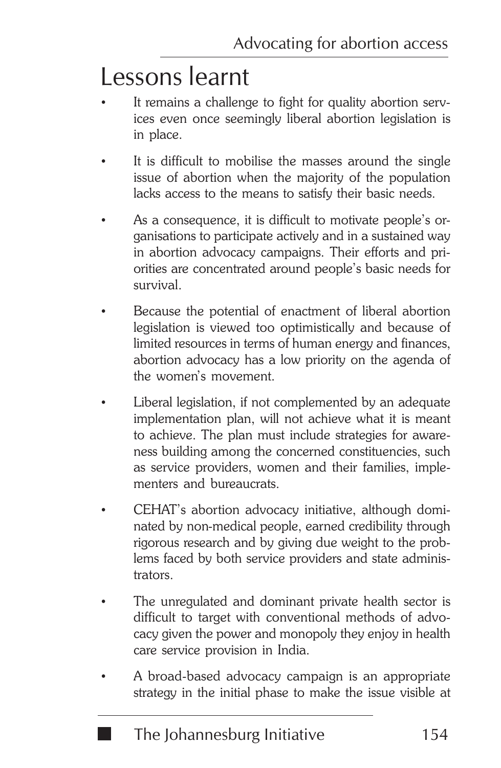# Lessons learnt

- It remains a challenge to fight for quality abortion services even once seemingly liberal abortion legislation is in place.
- It is difficult to mobilise the masses around the single issue of abortion when the majority of the population lacks access to the means to satisfy their basic needs.
- As a consequence, it is difficult to motivate people's organisations to participate actively and in a sustained way in abortion advocacy campaigns. Their efforts and priorities are concentrated around people's basic needs for survival.
- Because the potential of enactment of liberal abortion legislation is viewed too optimistically and because of limited resources in terms of human energy and finances, abortion advocacy has a low priority on the agenda of the women's movement.
- Liberal legislation, if not complemented by an adequate implementation plan, will not achieve what it is meant to achieve. The plan must include strategies for awareness building among the concerned constituencies, such as service providers, women and their families, implementers and bureaucrats.
- CEHAT's abortion advocacy initiative, although dominated by non-medical people, earned credibility through rigorous research and by giving due weight to the problems faced by both service providers and state administrators.
- The unregulated and dominant private health sector is difficult to target with conventional methods of advocacy given the power and monopoly they enjoy in health care service provision in India.
- A broad-based advocacy campaign is an appropriate strategy in the initial phase to make the issue visible at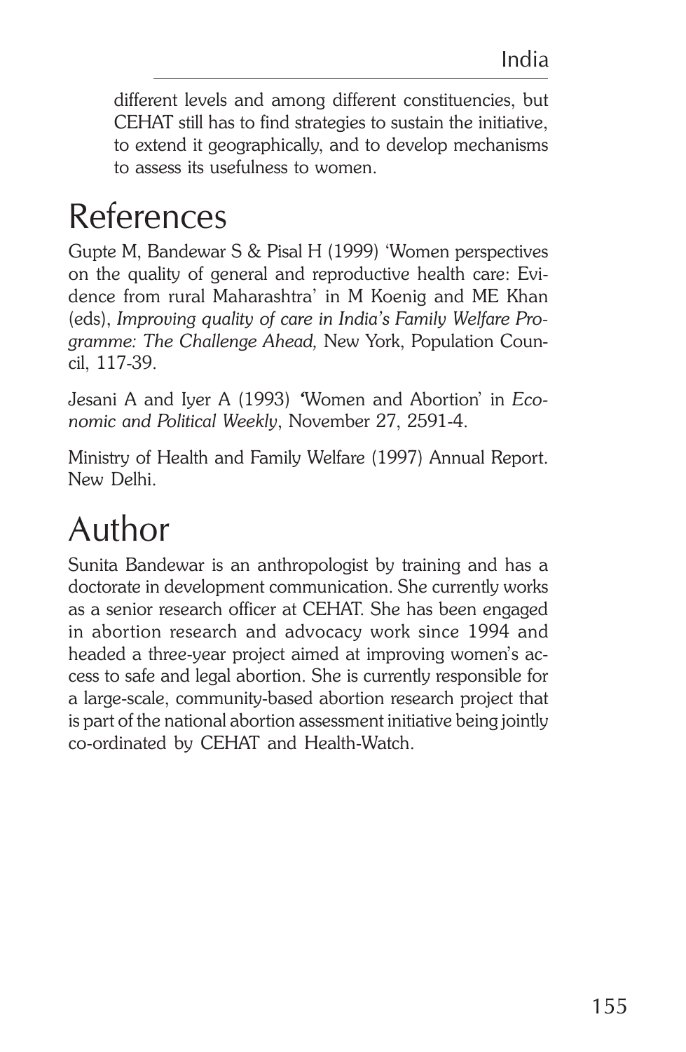different levels and among different constituencies, but CEHAT still has to find strategies to sustain the initiative, to extend it geographically, and to develop mechanisms to assess its usefulness to women.

# References

Gupte M, Bandewar S & Pisal H (1999) 'Women perspectives on the quality of general and reproductive health care: Evidence from rural Maharashtra' in M Koenig and ME Khan (eds), *Improving quality of care in India's Family Welfare Programme: The Challenge Ahead,* New York, Population Council, 117-39.

Jesani A and Iyer A (1993) 'Women and Abortion' in *Economic and Political Weekly*, November 27, 2591-4.

Ministry of Health and Family Welfare (1997) Annual Report. New Delhi.

# Author

Sunita Bandewar is an anthropologist by training and has a doctorate in development communication. She currently works as a senior research officer at CEHAT. She has been engaged in abortion research and advocacy work since 1994 and headed a three-year project aimed at improving women's access to safe and legal abortion. She is currently responsible for a large-scale, community-based abortion research project that is part of the national abortion assessment initiative being jointly co-ordinated by CEHAT and Health-Watch.